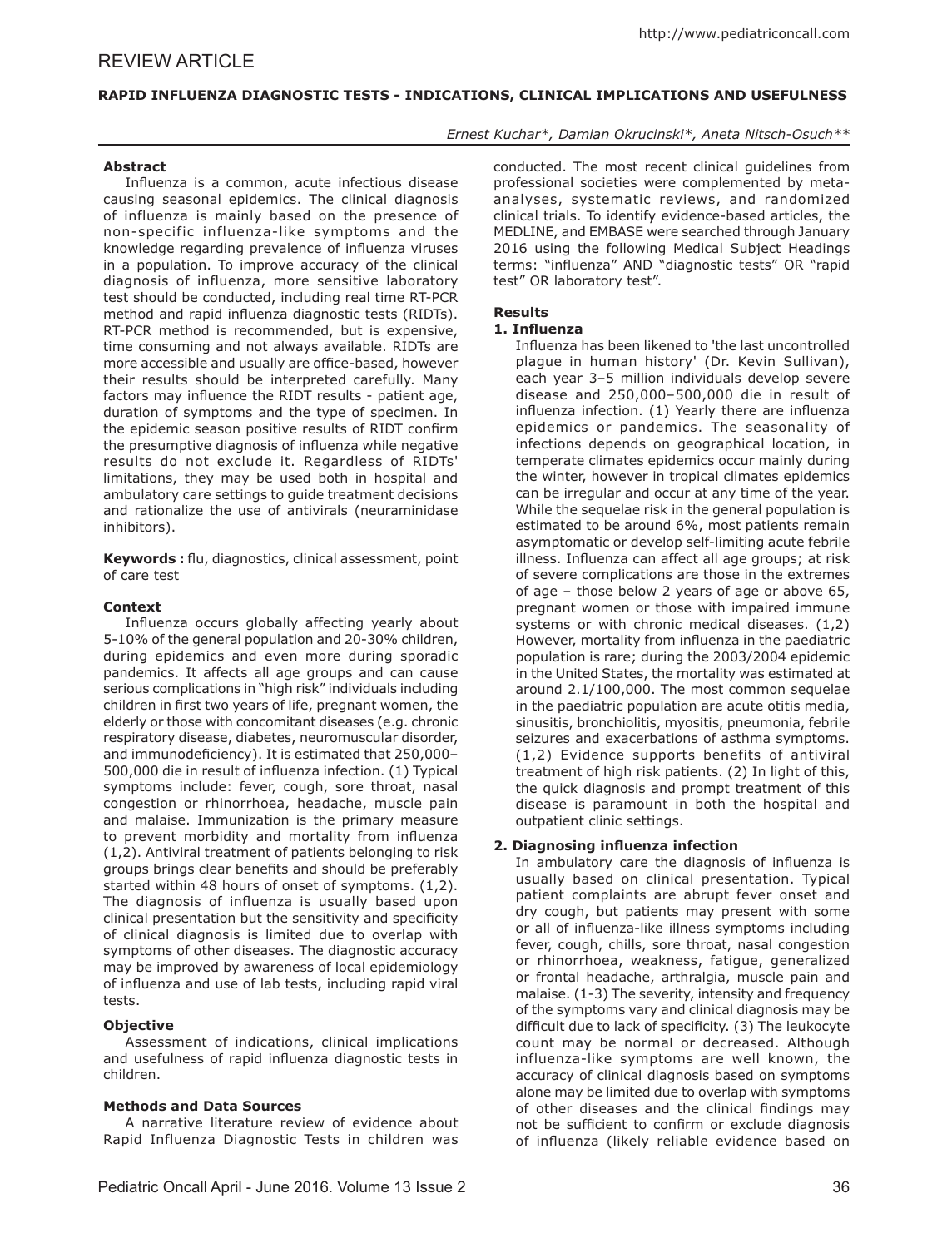REVIEW ARTICLE

# RAPID INFLUENZA DIAGNOSTIC TESTS - INDICATIONS, CLINICAL IMPLICATIONS AND USEFULNESS

*Ernest Kuchar\*, Damian Okrucinski\*, Aneta Nitsch-Osuch\*\**

### Abstract

Influenza is a common, acute infectious disease causing seasonal epidemics. The clinical diagnosis of influenza is mainly based on the presence of non-specific influenza-like symptoms and the knowledge regarding prevalence of influenza viruses in a population. To improve accuracy of the clinical diagnosis of influenza, more sensitive laboratory test should be conducted, including real time RT-PCR method and rapid influenza diagnostic tests (RIDTs). RT-PCR method is recommended, but is expensive, time consuming and not always available. RIDTs are more accessible and usually are office-based, however their results should be interpreted carefully. Many factors may influence the RIDT results - patient age, duration of symptoms and the type of specimen. In the epidemic season positive results of RIDT confirm the presumptive diagnosis of influenza while negative results do not exclude it. Regardless of RIDTs' limitations, they may be used both in hospital and ambulatory care settings to guide treatment decisions and rationalize the use of antivirals (neuraminidase inhibitors).

**Keywords :** flu, diagnostics, clinical assessment, point of care test

### Context

Influenza occurs globally affecting yearly about 5-10% of the general population and 20-30% children, during epidemics and even more during sporadic pandemics. It affects all age groups and can cause serious complications in "high risk" individuals including children in first two years of life, pregnant women, the elderly or those with concomitant diseases (e.g. chronic respiratory disease, diabetes, neuromuscular disorder, and immunodeficiency). It is estimated that 250,000–500,000 die in result of influenza infection. (1) Typical symptoms include: fever, cough, sore throat, nasal congestion or rhinorrhoea, headache, muscle pain and malaise. Immunization is the primary measure to prevent morbidity and mortality from influenza (1,2). Antiviral treatment of patients belonging to risk groups brings clear benefits and should be preferably started within 48 hours of onset of symptoms. (1,2). The diagnosis of influenza is usually based upon clinical presentation but the sensitivity and specificity of clinical diagnosis is limited due to overlap with symptoms of other diseases. The diagnostic accuracy may be improved by awareness of local epidemiology of influenza and use of lab tests, including rapid viral tests.

### Objective

Assessment of indications, clinical implications and usefulness of rapid influenza diagnostic tests in children.

### Methods and Data Sources

A narrative literature review of evidence about Rapid Influenza Diagnostic Tests in children was conducted. The most recent clinical guidelines from professional societies were complemented by meta-analyses, systematic reviews, and randomized clinical trials. To identify evidence-based articles, the MEDLINE, and EMBASE were searched through January 2016 using the following Medical Subject Headings terms: "influenza" AND "diagnostic tests" OR "rapid test" OR laboratory test".

### Results

#### 1. Influenza

Influenza has been likened to 'the last uncontrolled plague in human history' (Dr. Kevin Sullivan), each year 3–5 million individuals develop severe disease and 250,000–500,000 die in result of influenza infection. (1) Yearly there are influenza epidemics or pandemics. The seasonality of infections depends on geographical location, in temperate climates epidemics occur mainly during the winter, however in tropical climates epidemics can be irregular and occur at any time of the year. While the sequelae risk in the general population is estimated to be around 6%, most patients remain asymptomatic or develop self-limiting acute febrile illness. Influenza can affect all age groups; at risk of severe complications are those in the extremes of age – those below 2 years of age or above 65, pregnant women or those with impaired immune systems or with chronic medical diseases. (1,2) However, mortality from influenza in the paediatric population is rare; during the 2003/2004 epidemic in the United States, the mortality was estimated at around 2.1/100,000. The most common sequelae in the paediatric population are acute otitis media, sinusitis, bronchiolitis, myositis, pneumonia, febrile seizures and exacerbations of asthma symptoms. (1,2) Evidence supports benefits of antiviral treatment of high risk patients. (2) In light of this, the quick diagnosis and prompt treatment of this disease is paramount in both the hospital and outpatient clinic settings.

#### 2. Diagnosing influenza infection

In ambulatory care the diagnosis of influenza is usually based on clinical presentation. Typical patient complaints are abrupt fever onset and dry cough, but patients may present with some or all of influenza-like illness symptoms including fever, cough, chills, sore throat, nasal congestion or rhinorrhoea, weakness, fatigue, generalized or frontal headache, arthralgia, muscle pain and malaise. (1-3) The severity, intensity and frequency of the symptoms vary and clinical diagnosis may be difficult due to lack of specificity. (3) The leukocyte count may be normal or decreased. Although influenza-like symptoms are well known, the accuracy of clinical diagnosis based on symptoms alone may be limited due to overlap with symptoms of other diseases and the clinical findings may not be sufficient to confirm or exclude diagnosis of influenza (likely reliable evidence based on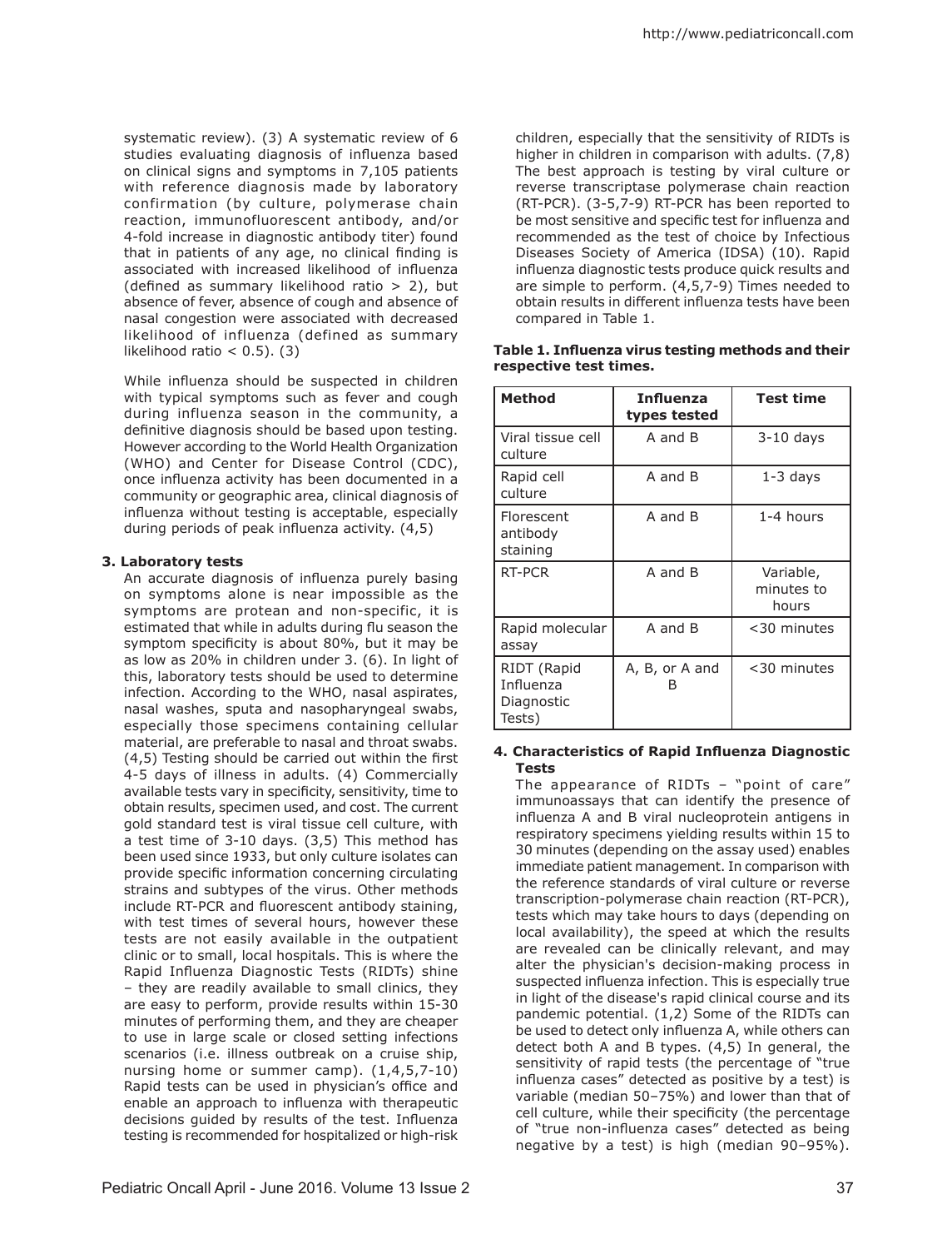systematic review). (3) A systematic review of 6 studies evaluating diagnosis of influenza based on clinical signs and symptoms in 7,105 patients with reference diagnosis made by laboratory confirmation (by culture, polymerase chain reaction, immunofluorescent antibody, and/or 4-fold increase in diagnostic antibody titer) found that in patients of any age, no clinical finding is associated with increased likelihood of influenza (defined as summary likelihood ratio > 2), but absence of fever, absence of cough and absence of nasal congestion were associated with decreased likelihood of influenza (defined as summary likelihood ratio < 0.5). (3)

While influenza should be suspected in children with typical symptoms such as fever and cough during influenza season in the community, a definitive diagnosis should be based upon testing. However according to the World Health Organization (WHO) and Center for Disease Control (CDC), once influenza activity has been documented in a community or geographic area, clinical diagnosis of influenza without testing is acceptable, especially during periods of peak influenza activity. (4,5)

### 3. Laboratory tests

An accurate diagnosis of influenza purely basing on symptoms alone is near impossible as the symptoms are protean and non-specific, it is estimated that while in adults during flu season the symptom specificity is about 80%, but it may be as low as 20% in children under 3. (6). In light of this, laboratory tests should be used to determine infection. According to the WHO, nasal aspirates, nasal washes, sputa and nasopharyngeal swabs, especially those specimens containing cellular material, are preferable to nasal and throat swabs. (4,5) Testing should be carried out within the first 4-5 days of illness in adults. (4) Commercially available tests vary in specificity, sensitivity, time to obtain results, specimen used, and cost. The current gold standard test is viral tissue cell culture, with a test time of 3-10 days. (3,5) This method has been used since 1933, but only culture isolates can provide specific information concerning circulating strains and subtypes of the virus. Other methods include RT-PCR and fluorescent antibody staining, with test times of several hours, however these tests are not easily available in the outpatient clinic or to small, local hospitals. This is where the Rapid Influenza Diagnostic Tests (RIDTs) shine – they are readily available to small clinics, they are easy to perform, provide results within 15-30 minutes of performing them, and they are cheaper to use in large scale or closed setting infections scenarios (i.e. illness outbreak on a cruise ship, nursing home or summer camp). (1,4,5,7-10) Rapid tests can be used in physician's office and enable an approach to influenza with therapeutic decisions guided by results of the test. Influenza testing is recommended for hospitalized or high-risk children, especially that the sensitivity of RIDTs is higher in children in comparison with adults. (7,8) The best approach is testing by viral culture or reverse transcriptase polymerase chain reaction (RT-PCR). (3-5,7-9) RT-PCR has been reported to be most sensitive and specific test for influenza and recommended as the test of choice by Infectious Diseases Society of America (IDSA) (10). Rapid influenza diagnostic tests produce quick results and are simple to perform. (4,5,7-9) Times needed to obtain results in different influenza tests have been compared in Table 1.

**Table 1. Influenza virus testing methods and their respective test times.**

| Method | Influenza types tested | Test time |
|---|---|---|
| Viral tissue cell culture | A and B | 3-10 days |
| Rapid cell culture | A and B | 1-3 days |
| Florescent antibody staining | A and B | 1-4 hours |
| RT-PCR | A and B | Variable, minutes to hours |
| Rapid molecular assay | A and B | <30 minutes |
| RIDT (Rapid Influenza Diagnostic Tests) | A, B, or A and B | <30 minutes |

### 4. Characteristics of Rapid Influenza Diagnostic Tests

The appearance of RIDTs – "point of care" immunoassays that can identify the presence of influenza A and B viral nucleoprotein antigens in respiratory specimens yielding results within 15 to 30 minutes (depending on the assay used) enables immediate patient management. In comparison with the reference standards of viral culture or reverse transcription-polymerase chain reaction (RT-PCR), tests which may take hours to days (depending on local availability), the speed at which the results are revealed can be clinically relevant, and may alter the physician's decision-making process in suspected influenza infection. This is especially true in light of the disease's rapid clinical course and its pandemic potential. (1,2) Some of the RIDTs can be used to detect only influenza A, while others can detect both A and B types. (4,5) In general, the sensitivity of rapid tests (the percentage of "true influenza cases" detected as positive by a test) is variable (median 50–75%) and lower than that of cell culture, while their specificity (the percentage of "true non-influenza cases" detected as being negative by a test) is high (median 90–95%).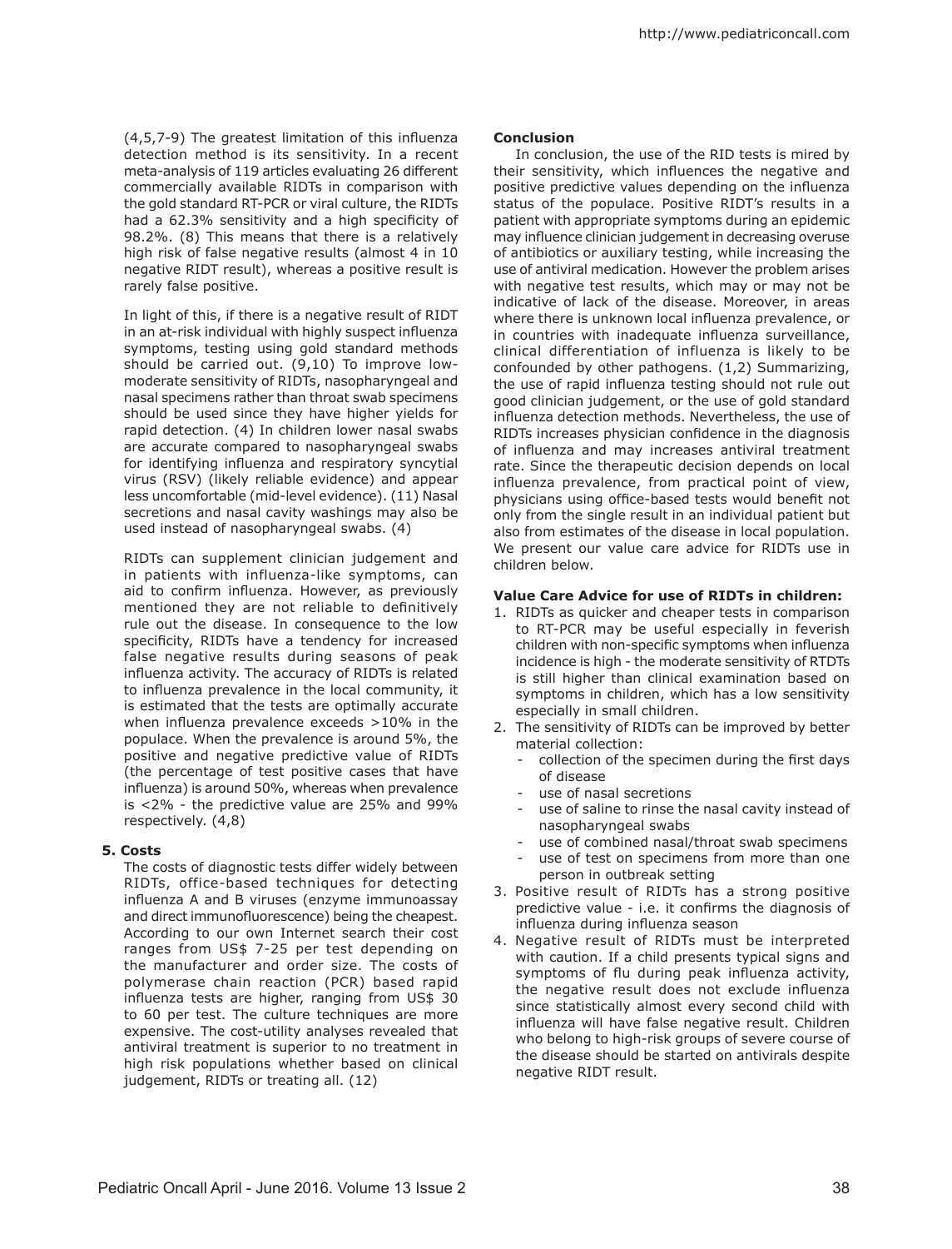(4,5,7-9) The greatest limitation of this influenza detection method is its sensitivity. In a recent meta-analysis of 119 articles evaluating 26 different commercially available RIDTs in comparison with the gold standard RT-PCR or viral culture, the RIDTs had a 62.3% sensitivity and a high specificity of 98.2%. (8) This means that there is a relatively high risk of false negative results (almost 4 in 10 negative RIDT result), whereas a positive result is rarely false positive.

In light of this, if there is a negative result of RIDT in an at-risk individual with highly suspect influenza symptoms, testing using gold standard methods should be carried out. (9,10) To improve low-moderate sensitivity of RIDTs, nasopharyngeal and nasal specimens rather than throat swab specimens should be used since they have higher yields for rapid detection. (4) In children lower nasal swabs are accurate compared to nasopharyngeal swabs for identifying influenza and respiratory syncytial virus (RSV) (likely reliable evidence) and appear less uncomfortable (mid-level evidence). (11) Nasal secretions and nasal cavity washings may also be used instead of nasopharyngeal swabs. (4)

RIDTs can supplement clinician judgement and in patients with influenza-like symptoms, can aid to confirm influenza. However, as previously mentioned they are not reliable to definitively rule out the disease. In consequence to the low specificity, RIDTs have a tendency for increased false negative results during seasons of peak influenza activity. The accuracy of RIDTs is related to influenza prevalence in the local community, it is estimated that the tests are optimally accurate when influenza prevalence exceeds >10% in the populace. When the prevalence is around 5%, the positive and negative predictive value of RIDTs (the percentage of test positive cases that have influenza) is around 50%, whereas when prevalence is <2% - the predictive value are 25% and 99% respectively. (4,8)

## 5. Costs

The costs of diagnostic tests differ widely between RIDTs, office-based techniques for detecting influenza A and B viruses (enzyme immunoassay and direct immunofluorescence) being the cheapest. According to our own Internet search their cost ranges from US$ 7-25 per test depending on the manufacturer and order size. The costs of polymerase chain reaction (PCR) based rapid influenza tests are higher, ranging from US$ 30 to 60 per test. The culture techniques are more expensive. The cost-utility analyses revealed that antiviral treatment is superior to no treatment in high risk populations whether based on clinical judgement, RIDTs or treating all. (12)

## Conclusion

In conclusion, the use of the RID tests is mired by their sensitivity, which influences the negative and positive predictive values depending on the influenza status of the populace. Positive RIDT's results in a patient with appropriate symptoms during an epidemic may influence clinician judgement in decreasing overuse of antibiotics or auxiliary testing, while increasing the use of antiviral medication. However the problem arises with negative test results, which may or may not be indicative of lack of the disease. Moreover, in areas where there is unknown local influenza prevalence, or in countries with inadequate influenza surveillance, clinical differentiation of influenza is likely to be confounded by other pathogens. (1,2) Summarizing, the use of rapid influenza testing should not rule out good clinician judgement, or the use of gold standard influenza detection methods. Nevertheless, the use of RIDTs increases physician confidence in the diagnosis of influenza and may increases antiviral treatment rate. Since the therapeutic decision depends on local influenza prevalence, from practical point of view, physicians using office-based tests would benefit not only from the single result in an individual patient but also from estimates of the disease in local population. We present our value care advice for RIDTs use in children below.

**Value Care Advice for use of RIDTs in children:**

1. RIDTs as quicker and cheaper tests in comparison to RT-PCR may be useful especially in feverish children with non-specific symptoms when influenza incidence is high - the moderate sensitivity of RTDTs is still higher than clinical examination based on symptoms in children, which has a low sensitivity especially in small children.
2. The sensitivity of RIDTs can be improved by better material collection:
   - collection of the specimen during the first days of disease
   - use of nasal secretions
   - use of saline to rinse the nasal cavity instead of nasopharyngeal swabs
   - use of combined nasal/throat swab specimens
   - use of test on specimens from more than one person in outbreak setting
3. Positive result of RIDTs has a strong positive predictive value - i.e. it confirms the diagnosis of influenza during influenza season
4. Negative result of RIDTs must be interpreted with caution. If a child presents typical signs and symptoms of flu during peak influenza activity, the negative result does not exclude influenza since statistically almost every second child with influenza will have false negative result. Children who belong to high-risk groups of severe course of the disease should be started on antivirals despite negative RIDT result.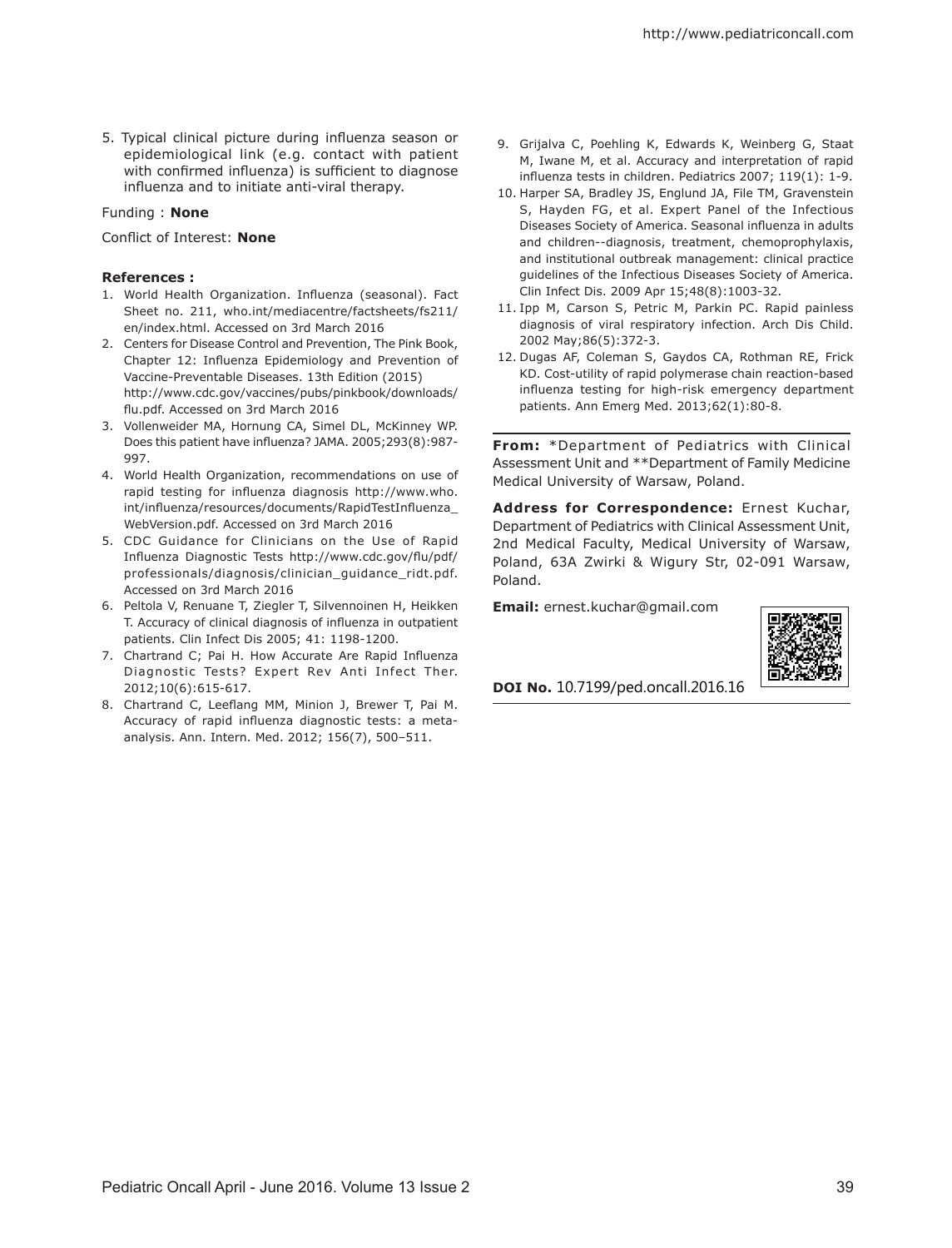5. Typical clinical picture during influenza season or epidemiological link (e.g. contact with patient with confirmed influenza) is sufficient to diagnose influenza and to initiate anti-viral therapy.

Funding : **None**

Conflict of Interest: **None**

**References :**

1. World Health Organization. Influenza (seasonal). Fact Sheet no. 211, who.int/mediacentre/factsheets/fs211/en/index.html. Accessed on 3rd March 2016
2. Centers for Disease Control and Prevention, The Pink Book, Chapter 12: Influenza Epidemiology and Prevention of Vaccine-Preventable Diseases. 13th Edition (2015) http://www.cdc.gov/vaccines/pubs/pinkbook/downloads/flu.pdf. Accessed on 3rd March 2016
3. Vollenweider MA, Hornung CA, Simel DL, McKinney WP. Does this patient have influenza? JAMA. 2005;293(8):987-997.
4. World Health Organization, recommendations on use of rapid testing for influenza diagnosis http://www.who.int/influenza/resources/documents/RapidTestInfluenza_WebVersion.pdf. Accessed on 3rd March 2016
5. CDC Guidance for Clinicians on the Use of Rapid Influenza Diagnostic Tests http://www.cdc.gov/flu/pdf/professionals/diagnosis/clinician_guidance_ridt.pdf. Accessed on 3rd March 2016
6. Peltola V, Renuane T, Ziegler T, Silvennoinen H, Heikken T. Accuracy of clinical diagnosis of influenza in outpatient patients. Clin Infect Dis 2005; 41: 1198-1200.
7. Chartrand C; Pai H. How Accurate Are Rapid Influenza Diagnostic Tests? Expert Rev Anti Infect Ther. 2012;10(6):615-617.
8. Chartrand C, Leeflang MM, Minion J, Brewer T, Pai M. Accuracy of rapid influenza diagnostic tests: a meta-analysis. Ann. Intern. Med. 2012; 156(7), 500–511.
9. Grijalva C, Poehling K, Edwards K, Weinberg G, Staat M, Iwane M, et al. Accuracy and interpretation of rapid influenza tests in children. Pediatrics 2007; 119(1): 1-9.
10. Harper SA, Bradley JS, Englund JA, File TM, Gravenstein S, Hayden FG, et al. Expert Panel of the Infectious Diseases Society of America. Seasonal influenza in adults and children--diagnosis, treatment, chemoprophylaxis, and institutional outbreak management: clinical practice guidelines of the Infectious Diseases Society of America. Clin Infect Dis. 2009 Apr 15;48(8):1003-32.
11. Ipp M, Carson S, Petric M, Parkin PC. Rapid painless diagnosis of viral respiratory infection. Arch Dis Child. 2002 May;86(5):372-3.
12. Dugas AF, Coleman S, Gaydos CA, Rothman RE, Frick KD. Cost-utility of rapid polymerase chain reaction-based influenza testing for high-risk emergency department patients. Ann Emerg Med. 2013;62(1):80-8.

**From:** *Department of Pediatrics with Clinical Assessment Unit and **Department of Family Medicine Medical University of Warsaw, Poland.

**Address for Correspondence:** Ernest Kuchar, Department of Pediatrics with Clinical Assessment Unit, 2nd Medical Faculty, Medical University of Warsaw, Poland, 63A Zwirki & Wigury Str, 02-091 Warsaw, Poland.

**Email:** ernest.kuchar@gmail.com

**DOI No.** 10.7199/ped.oncall.2016.16